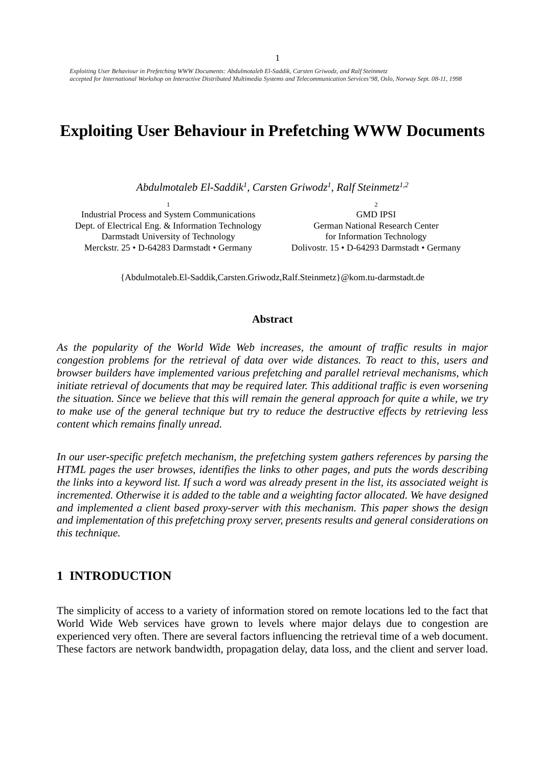# Exploiting User Behaviour in Prefetching WWW Documents

*Abdulmotaleb El-Saddik[1], Carsten Griwodz[1], Ralf Steinmetz[1,2]*

[1] Industrial Process and System Communications
Dept. of Electrical Eng. & Information Technology
Darmstadt University of Technology
Merckstr. 25 • D-64283 Darmstadt • Germany

[2] GMD IPSI
German National Research Center
for Information Technology
Dolivostr. 15 • D-64293 Darmstadt • Germany

{Abdulmotaleb.El-Saddik,Carsten.Griwodz,Ralf.Steinmetz}@kom.tu-darmstadt.de

**Abstract**

*As the popularity of the World Wide Web increases, the amount of traffic results in major congestion problems for the retrieval of data over wide distances. To react to this, users and browser builders have implemented various prefetching and parallel retrieval mechanisms, which initiate retrieval of documents that may be required later. This additional traffic is even worsening the situation. Since we believe that this will remain the general approach for quite a while, we try to make use of the general technique but try to reduce the destructive effects by retrieving less content which remains finally unread.*

*In our user-specific prefetch mechanism, the prefetching system gathers references by parsing the HTML pages the user browses, identifies the links to other pages, and puts the words describing the links into a keyword list. If such a word was already present in the list, its associated weight is incremented. Otherwise it is added to the table and a weighting factor allocated. We have designed and implemented a client based proxy-server with this mechanism. This paper shows the design and implementation of this prefetching proxy server, presents results and general considerations on this technique.*

## 1 INTRODUCTION

The simplicity of access to a variety of information stored on remote locations led to the fact that World Wide Web services have grown to levels where major delays due to congestion are experienced very often. There are several factors influencing the retrieval time of a web document. These factors are network bandwidth, propagation delay, data loss, and the client and server load.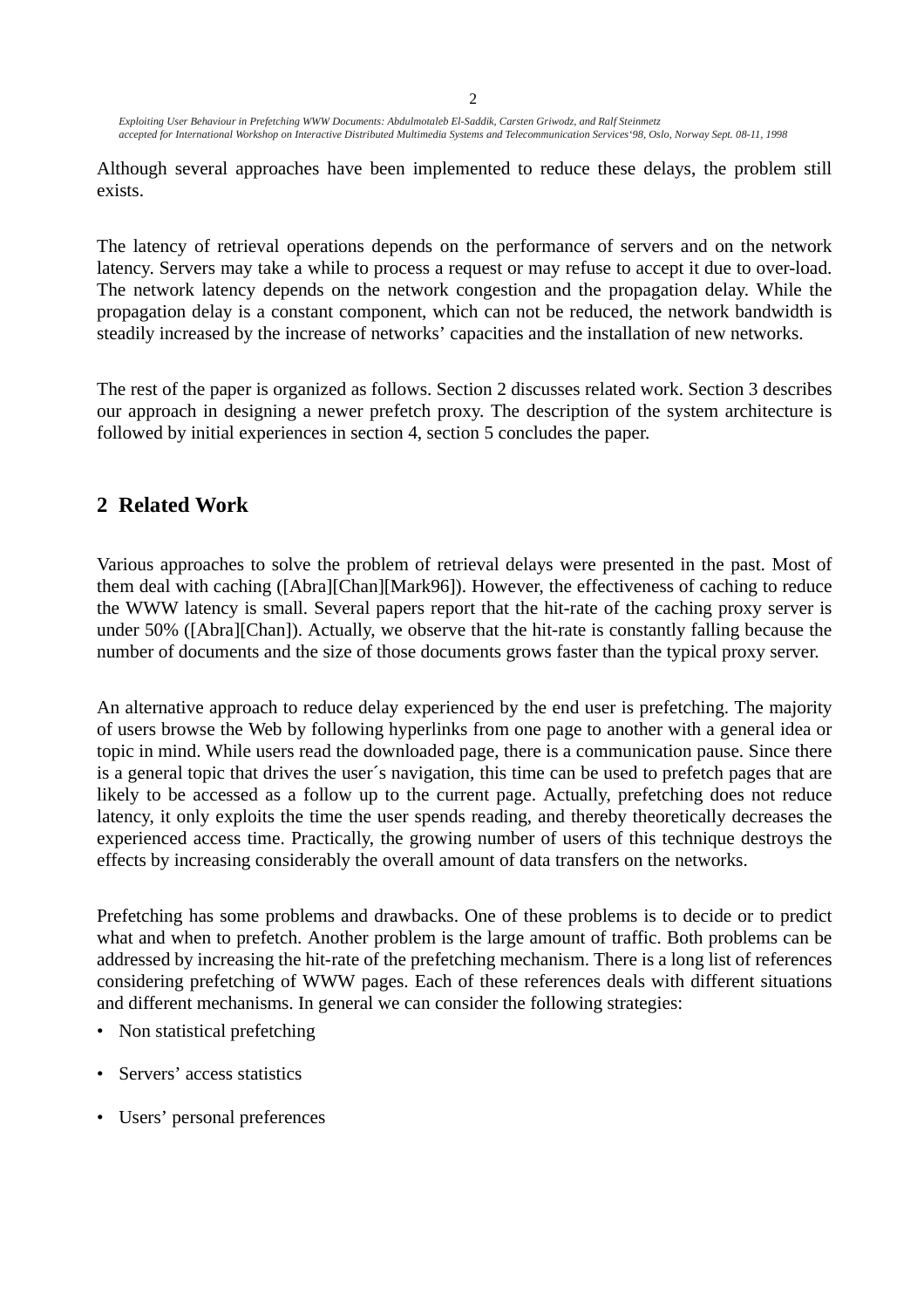Although several approaches have been implemented to reduce these delays, the problem still exists.

The latency of retrieval operations depends on the performance of servers and on the network latency. Servers may take a while to process a request or may refuse to accept it due to over-load. The network latency depends on the network congestion and the propagation delay. While the propagation delay is a constant component, which can not be reduced, the network bandwidth is steadily increased by the increase of networks' capacities and the installation of new networks.

The rest of the paper is organized as follows. Section 2 discusses related work. Section 3 describes our approach in designing a newer prefetch proxy. The description of the system architecture is followed by initial experiences in section 4, section 5 concludes the paper.

## 2 Related Work

Various approaches to solve the problem of retrieval delays were presented in the past. Most of them deal with caching ([Abra][Chan][Mark96]). However, the effectiveness of caching to reduce the WWW latency is small. Several papers report that the hit-rate of the caching proxy server is under 50% ([Abra][Chan]). Actually, we observe that the hit-rate is constantly falling because the number of documents and the size of those documents grows faster than the typical proxy server.

An alternative approach to reduce delay experienced by the end user is prefetching. The majority of users browse the Web by following hyperlinks from one page to another with a general idea or topic in mind. While users read the downloaded page, there is a communication pause. Since there is a general topic that drives the user´s navigation, this time can be used to prefetch pages that are likely to be accessed as a follow up to the current page. Actually, prefetching does not reduce latency, it only exploits the time the user spends reading, and thereby theoretically decreases the experienced access time. Practically, the growing number of users of this technique destroys the effects by increasing considerably the overall amount of data transfers on the networks.

Prefetching has some problems and drawbacks. One of these problems is to decide or to predict what and when to prefetch. Another problem is the large amount of traffic. Both problems can be addressed by increasing the hit-rate of the prefetching mechanism. There is a long list of references considering prefetching of WWW pages. Each of these references deals with different situations and different mechanisms. In general we can consider the following strategies:

- Non statistical prefetching
- Servers' access statistics
- Users' personal preferences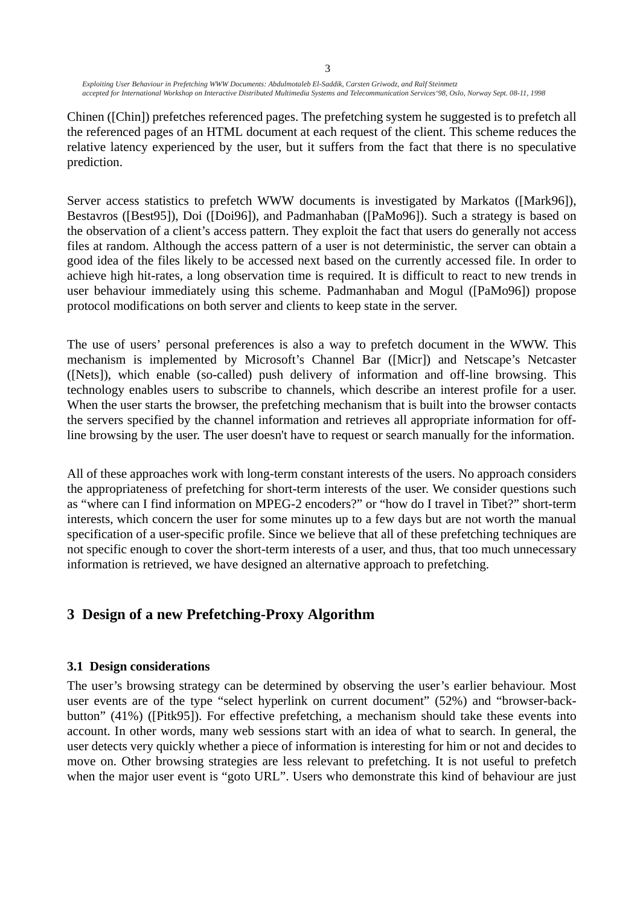Chinen ([Chin]) prefetches referenced pages. The prefetching system he suggested is to prefetch all the referenced pages of an HTML document at each request of the client. This scheme reduces the relative latency experienced by the user, but it suffers from the fact that there is no speculative prediction.

Server access statistics to prefetch WWW documents is investigated by Markatos ([Mark96]), Bestavros ([Best95]), Doi ([Doi96]), and Padmanhaban ([PaMo96]). Such a strategy is based on the observation of a client's access pattern. They exploit the fact that users do generally not access files at random. Although the access pattern of a user is not deterministic, the server can obtain a good idea of the files likely to be accessed next based on the currently accessed file. In order to achieve high hit-rates, a long observation time is required. It is difficult to react to new trends in user behaviour immediately using this scheme. Padmanhaban and Mogul ([PaMo96]) propose protocol modifications on both server and clients to keep state in the server.

The use of users' personal preferences is also a way to prefetch document in the WWW. This mechanism is implemented by Microsoft's Channel Bar ([Micr]) and Netscape's Netcaster ([Nets]), which enable (so-called) push delivery of information and off-line browsing. This technology enables users to subscribe to channels, which describe an interest profile for a user. When the user starts the browser, the prefetching mechanism that is built into the browser contacts the servers specified by the channel information and retrieves all appropriate information for off-line browsing by the user. The user doesn't have to request or search manually for the information.

All of these approaches work with long-term constant interests of the users. No approach considers the appropriateness of prefetching for short-term interests of the user. We consider questions such as "where can I find information on MPEG-2 encoders?" or "how do I travel in Tibet?" short-term interests, which concern the user for some minutes up to a few days but are not worth the manual specification of a user-specific profile. Since we believe that all of these prefetching techniques are not specific enough to cover the short-term interests of a user, and thus, that too much unnecessary information is retrieved, we have designed an alternative approach to prefetching.

## 3 Design of a new Prefetching-Proxy Algorithm

### 3.1 Design considerations

The user's browsing strategy can be determined by observing the user's earlier behaviour. Most user events are of the type "select hyperlink on current document" (52%) and "browser-back-button" (41%) ([Pitk95]). For effective prefetching, a mechanism should take these events into account. In other words, many web sessions start with an idea of what to search. In general, the user detects very quickly whether a piece of information is interesting for him or not and decides to move on. Other browsing strategies are less relevant to prefetching. It is not useful to prefetch when the major user event is "goto URL". Users who demonstrate this kind of behaviour are just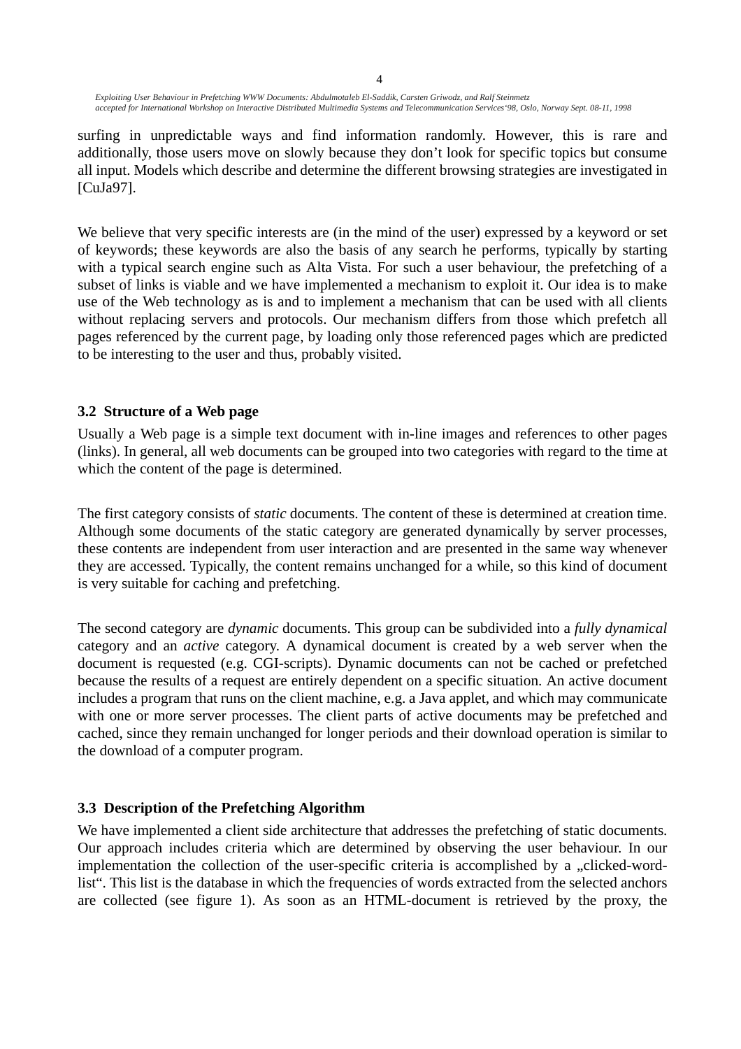surfing in unpredictable ways and find information randomly. However, this is rare and additionally, those users move on slowly because they don't look for specific topics but consume all input. Models which describe and determine the different browsing strategies are investigated in [CuJa97].

We believe that very specific interests are (in the mind of the user) expressed by a keyword or set of keywords; these keywords are also the basis of any search he performs, typically by starting with a typical search engine such as Alta Vista. For such a user behaviour, the prefetching of a subset of links is viable and we have implemented a mechanism to exploit it. Our idea is to make use of the Web technology as is and to implement a mechanism that can be used with all clients without replacing servers and protocols. Our mechanism differs from those which prefetch all pages referenced by the current page, by loading only those referenced pages which are predicted to be interesting to the user and thus, probably visited.

### 3.2 Structure of a Web page

Usually a Web page is a simple text document with in-line images and references to other pages (links). In general, all web documents can be grouped into two categories with regard to the time at which the content of the page is determined.

The first category consists of *static* documents. The content of these is determined at creation time. Although some documents of the static category are generated dynamically by server processes, these contents are independent from user interaction and are presented in the same way whenever they are accessed. Typically, the content remains unchanged for a while, so this kind of document is very suitable for caching and prefetching.

The second category are *dynamic* documents. This group can be subdivided into a *fully dynamical* category and an *active* category. A dynamical document is created by a web server when the document is requested (e.g. CGI-scripts). Dynamic documents can not be cached or prefetched because the results of a request are entirely dependent on a specific situation. An active document includes a program that runs on the client machine, e.g. a Java applet, and which may communicate with one or more server processes. The client parts of active documents may be prefetched and cached, since they remain unchanged for longer periods and their download operation is similar to the download of a computer program.

### 3.3 Description of the Prefetching Algorithm

We have implemented a client side architecture that addresses the prefetching of static documents. Our approach includes criteria which are determined by observing the user behaviour. In our implementation the collection of the user-specific criteria is accomplished by a „clicked-word-list". This list is the database in which the frequencies of words extracted from the selected anchors are collected (see figure 1). As soon as an HTML-document is retrieved by the proxy, the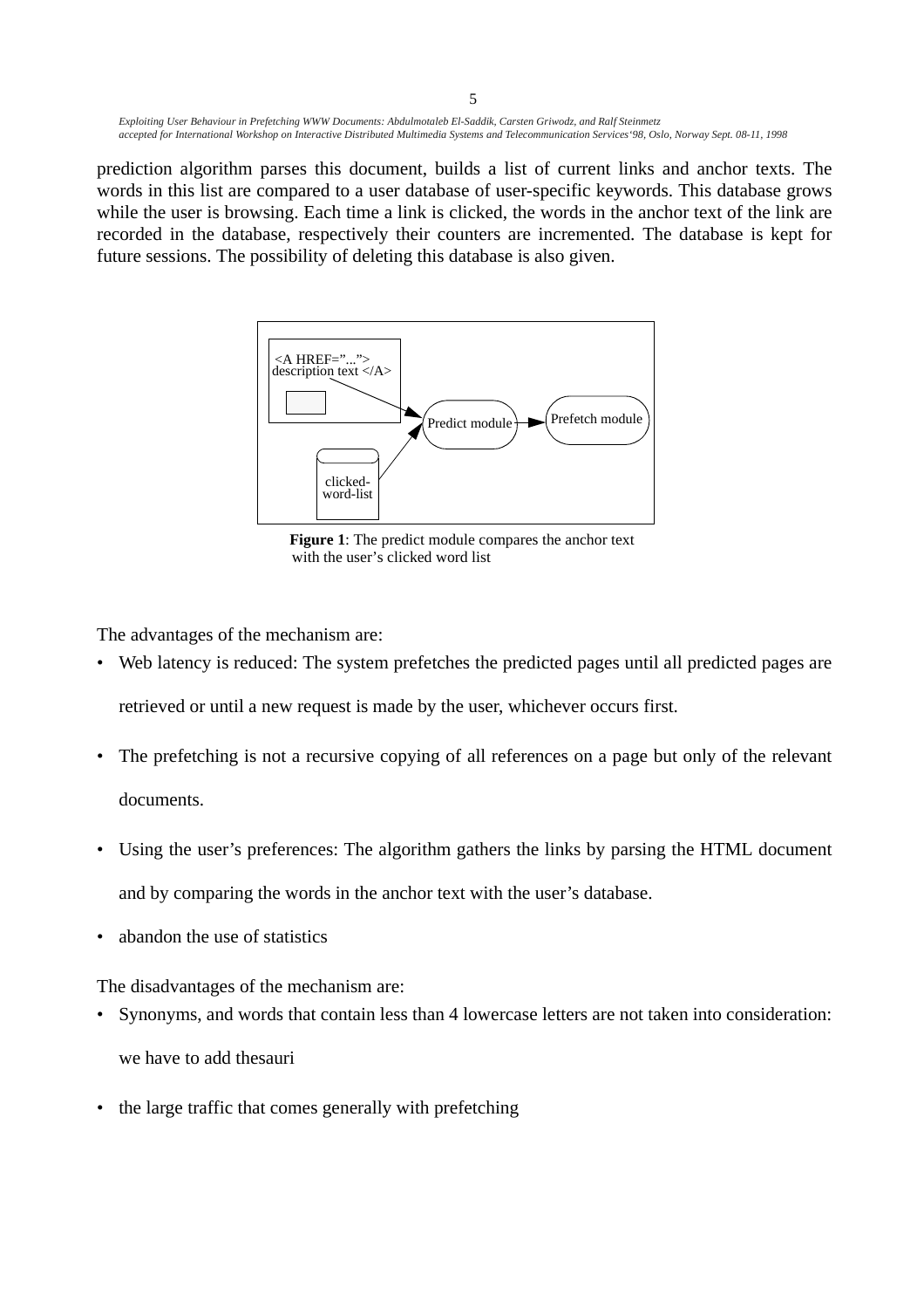prediction algorithm parses this document, builds a list of current links and anchor texts. The words in this list are compared to a user database of user-specific keywords. This database grows while the user is browsing. Each time a link is clicked, the words in the anchor text of the link are recorded in the database, respectively their counters are incremented. The database is kept for future sessions. The possibility of deleting this database is also given.

**Figure 1**: The predict module compares the anchor text with the user's clicked word list

The advantages of the mechanism are:

- Web latency is reduced: The system prefetches the predicted pages until all predicted pages are retrieved or until a new request is made by the user, whichever occurs first.
- The prefetching is not a recursive copying of all references on a page but only of the relevant documents.
- Using the user's preferences: The algorithm gathers the links by parsing the HTML document and by comparing the words in the anchor text with the user's database.
- abandon the use of statistics

The disadvantages of the mechanism are:

- Synonyms, and words that contain less than 4 lowercase letters are not taken into consideration: we have to add thesauri
- the large traffic that comes generally with prefetching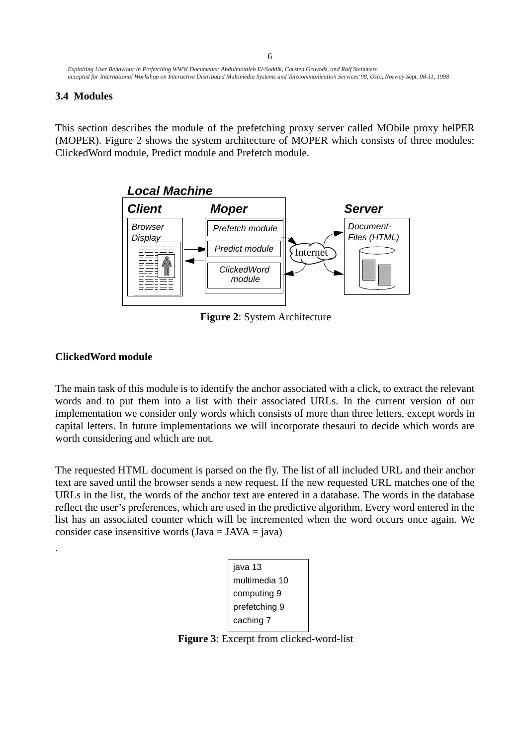### 3.4 Modules

This section describes the module of the prefetching proxy server called MObile proxy helPER (MOPER). Figure 2 shows the system architecture of MOPER which consists of three modules: ClickedWord module, Predict module and Prefetch module.

**Figure 2**: System Architecture

#### ClickedWord module

The main task of this module is to identify the anchor associated with a click, to extract the relevant words and to put them into a list with their associated URLs. In the current version of our implementation we consider only words which consists of more than three letters, except words in capital letters. In future implementations we will incorporate thesauri to decide which words are worth considering and which are not.

The requested HTML document is parsed on the fly. The list of all included URL and their anchor text are saved until the browser sends a new request. If the new requested URL matches one of the URLs in the list, the words of the anchor text are entered in a database. The words in the database reflect the user's preferences, which are used in the predictive algorithm. Every word entered in the list has an associated counter which will be incremented when the word occurs once again. We consider case insensitive words (Java = JAVA = java)

.

```
java 13
multimedia 10
computing 9
prefetching 9
caching 7
```

**Figure 3**: Excerpt from clicked-word-list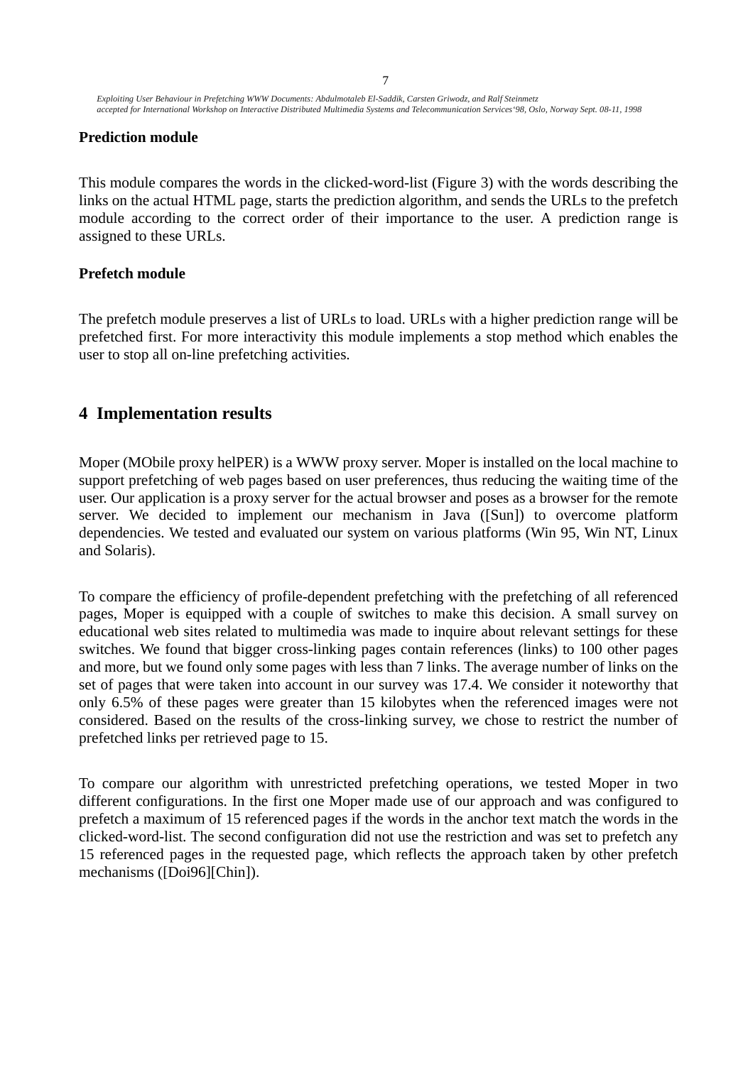**Prediction module**

This module compares the words in the clicked-word-list (Figure 3) with the words describing the links on the actual HTML page, starts the prediction algorithm, and sends the URLs to the prefetch module according to the correct order of their importance to the user. A prediction range is assigned to these URLs.

**Prefetch module**

The prefetch module preserves a list of URLs to load. URLs with a higher prediction range will be prefetched first. For more interactivity this module implements a stop method which enables the user to stop all on-line prefetching activities.

## 4 Implementation results

Moper (MObile proxy helPER) is a WWW proxy server. Moper is installed on the local machine to support prefetching of web pages based on user preferences, thus reducing the waiting time of the user. Our application is a proxy server for the actual browser and poses as a browser for the remote server. We decided to implement our mechanism in Java ([Sun]) to overcome platform dependencies. We tested and evaluated our system on various platforms (Win 95, Win NT, Linux and Solaris).

To compare the efficiency of profile-dependent prefetching with the prefetching of all referenced pages, Moper is equipped with a couple of switches to make this decision. A small survey on educational web sites related to multimedia was made to inquire about relevant settings for these switches. We found that bigger cross-linking pages contain references (links) to 100 other pages and more, but we found only some pages with less than 7 links. The average number of links on the set of pages that were taken into account in our survey was 17.4. We consider it noteworthy that only 6.5% of these pages were greater than 15 kilobytes when the referenced images were not considered. Based on the results of the cross-linking survey, we chose to restrict the number of prefetched links per retrieved page to 15.

To compare our algorithm with unrestricted prefetching operations, we tested Moper in two different configurations. In the first one Moper made use of our approach and was configured to prefetch a maximum of 15 referenced pages if the words in the anchor text match the words in the clicked-word-list. The second configuration did not use the restriction and was set to prefetch any 15 referenced pages in the requested page, which reflects the approach taken by other prefetch mechanisms ([Doi96][Chin]).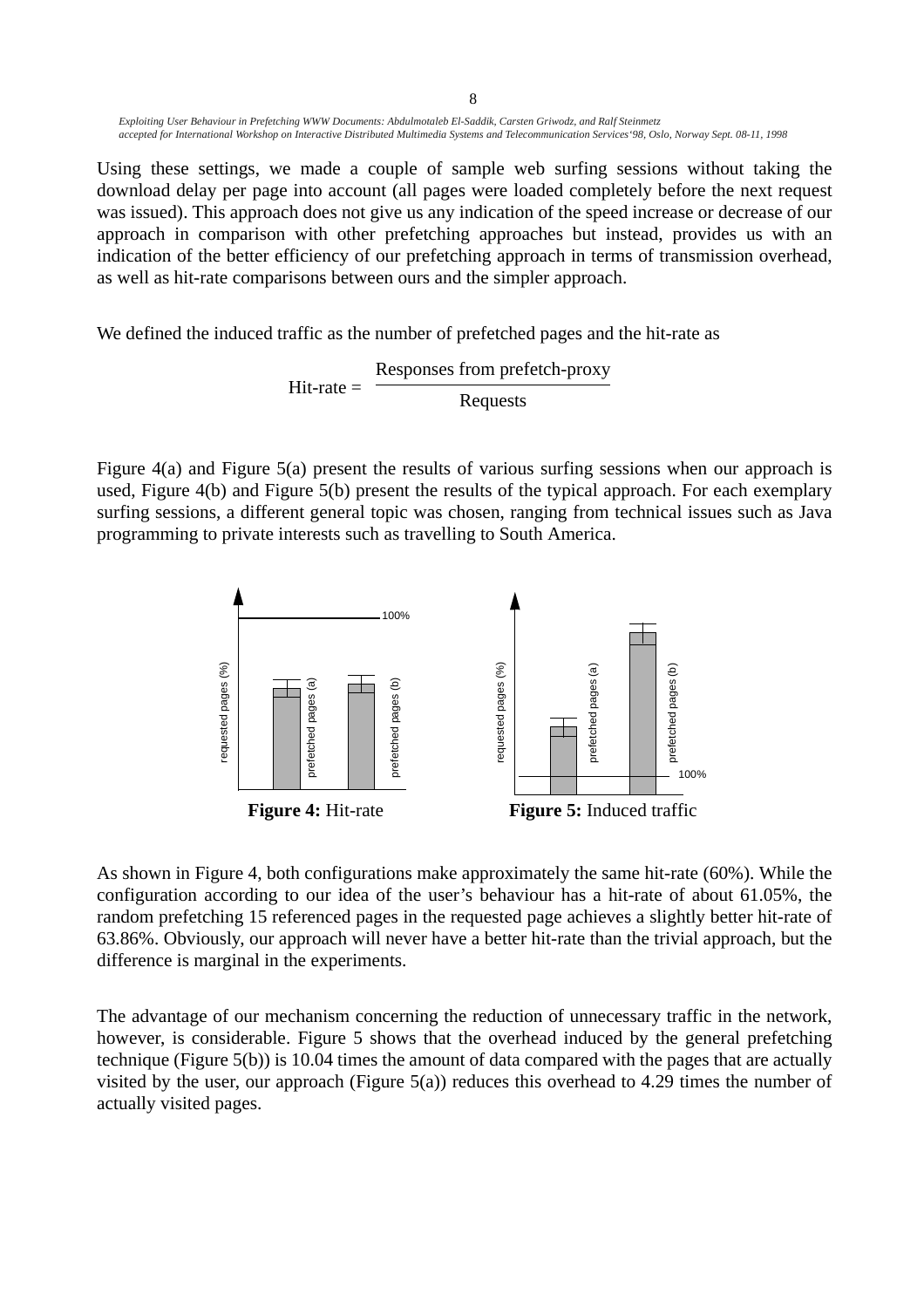Using these settings, we made a couple of sample web surfing sessions without taking the download delay per page into account (all pages were loaded completely before the next request was issued). This approach does not give us any indication of the speed increase or decrease of our approach in comparison with other prefetching approaches but instead, provides us with an indication of the better efficiency of our prefetching approach in terms of transmission overhead, as well as hit-rate comparisons between ours and the simpler approach.

We defined the induced traffic as the number of prefetched pages and the hit-rate as

$$\text{Hit-rate} = \frac{\text{Responses from prefetch-proxy}}{\text{Requests}}$$

Figure 4(a) and Figure 5(a) present the results of various surfing sessions when our approach is used, Figure 4(b) and Figure 5(b) present the results of the typical approach. For each exemplary surfing sessions, a different general topic was chosen, ranging from technical issues such as Java programming to private interests such as travelling to South America.

**Figure 4:** Hit-rate

**Figure 5:** Induced traffic

As shown in Figure 4, both configurations make approximately the same hit-rate (60%). While the configuration according to our idea of the user's behaviour has a hit-rate of about 61.05%, the random prefetching 15 referenced pages in the requested page achieves a slightly better hit-rate of 63.86%. Obviously, our approach will never have a better hit-rate than the trivial approach, but the difference is marginal in the experiments.

The advantage of our mechanism concerning the reduction of unnecessary traffic in the network, however, is considerable. Figure 5 shows that the overhead induced by the general prefetching technique (Figure 5(b)) is 10.04 times the amount of data compared with the pages that are actually visited by the user, our approach (Figure 5(a)) reduces this overhead to 4.29 times the number of actually visited pages.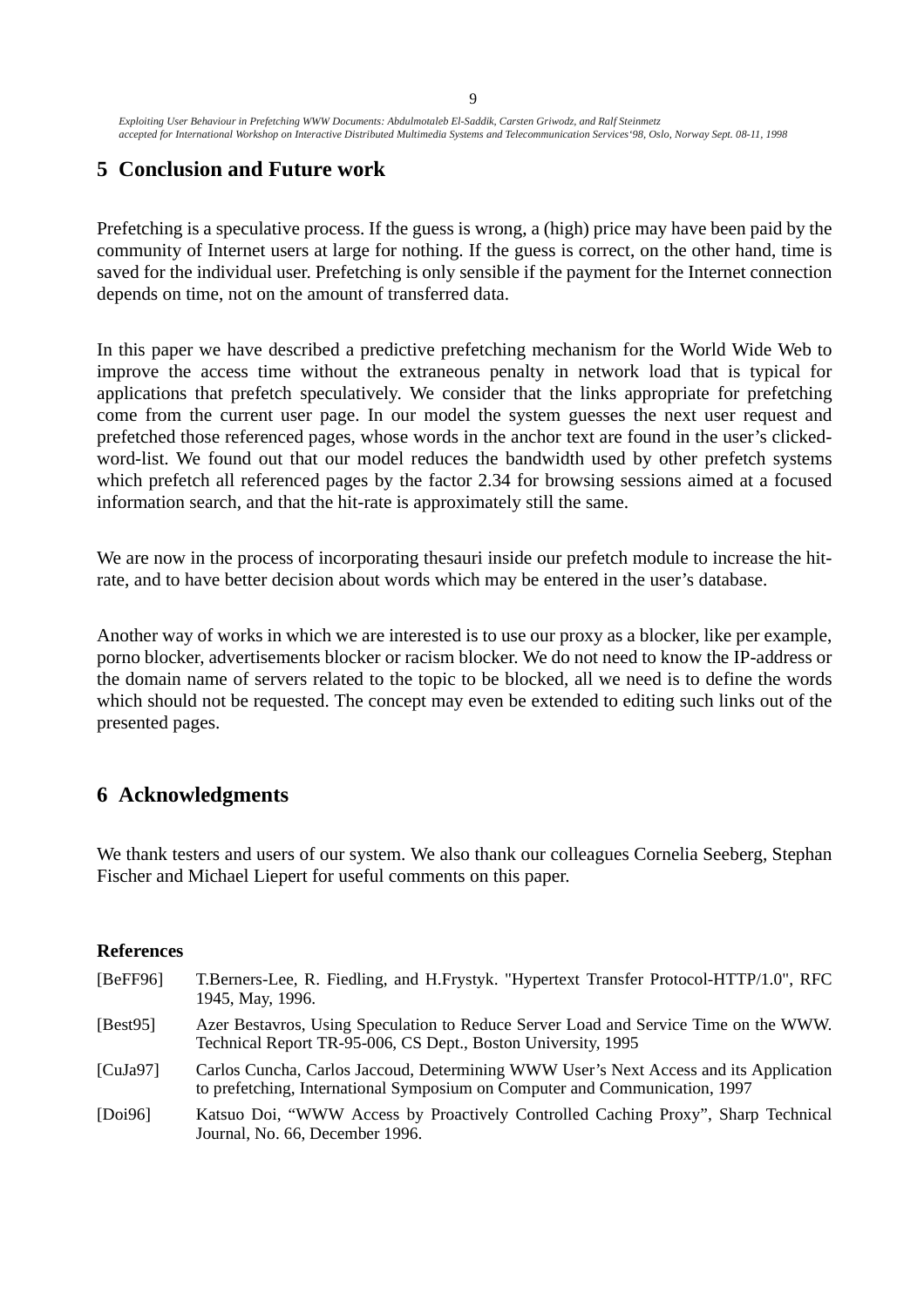## 5 Conclusion and Future work

Prefetching is a speculative process. If the guess is wrong, a (high) price may have been paid by the community of Internet users at large for nothing. If the guess is correct, on the other hand, time is saved for the individual user. Prefetching is only sensible if the payment for the Internet connection depends on time, not on the amount of transferred data.

In this paper we have described a predictive prefetching mechanism for the World Wide Web to improve the access time without the extraneous penalty in network load that is typical for applications that prefetch speculatively. We consider that the links appropriate for prefetching come from the current user page. In our model the system guesses the next user request and prefetched those referenced pages, whose words in the anchor text are found in the user's clicked-word-list. We found out that our model reduces the bandwidth used by other prefetch systems which prefetch all referenced pages by the factor 2.34 for browsing sessions aimed at a focused information search, and that the hit-rate is approximately still the same.

We are now in the process of incorporating thesauri inside our prefetch module to increase the hit-rate, and to have better decision about words which may be entered in the user's database.

Another way of works in which we are interested is to use our proxy as a blocker, like per example, porno blocker, advertisements blocker or racism blocker. We do not need to know the IP-address or the domain name of servers related to the topic to be blocked, all we need is to define the words which should not be requested. The concept may even be extended to editing such links out of the presented pages.

## 6 Acknowledgments

We thank testers and users of our system. We also thank our colleagues Cornelia Seeberg, Stephan Fischer and Michael Liepert for useful comments on this paper.

### References

[BeFF96] T.Berners-Lee, R. Fiedling, and H.Frystyk. "Hypertext Transfer Protocol-HTTP/1.0", RFC 1945, May, 1996.

[Best95] Azer Bestavros, Using Speculation to Reduce Server Load and Service Time on the WWW. Technical Report TR-95-006, CS Dept., Boston University, 1995

[CuJa97] Carlos Cuncha, Carlos Jaccoud, Determining WWW User's Next Access and its Application to prefetching, International Symposium on Computer and Communication, 1997

[Doi96] Katsuo Doi, "WWW Access by Proactively Controlled Caching Proxy", Sharp Technical Journal, No. 66, December 1996.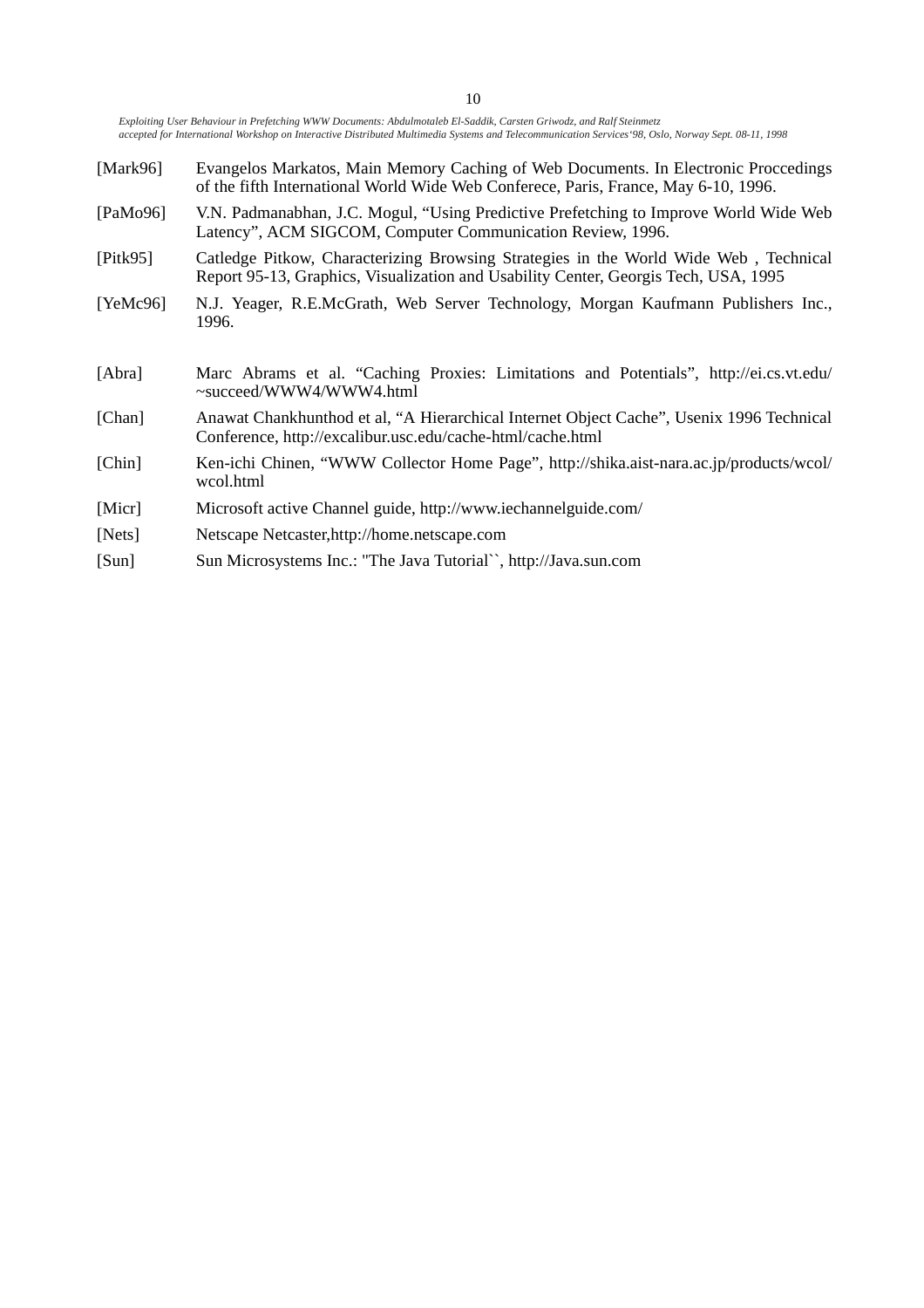[Mark96] Evangelos Markatos, Main Memory Caching of Web Documents. In Electronic Proccedings of the fifth International World Wide Web Conferece, Paris, France, May 6-10, 1996.

[PaMo96] V.N. Padmanabhan, J.C. Mogul, "Using Predictive Prefetching to Improve World Wide Web Latency", ACM SIGCOM, Computer Communication Review, 1996.

[Pitk95] Catledge Pitkow, Characterizing Browsing Strategies in the World Wide Web , Technical Report 95-13, Graphics, Visualization and Usability Center, Georgis Tech, USA, 1995

[YeMc96] N.J. Yeager, R.E.McGrath, Web Server Technology, Morgan Kaufmann Publishers Inc., 1996.

[Abra] Marc Abrams et al. "Caching Proxies: Limitations and Potentials", http://ei.cs.vt.edu/~succeed/WWW4/WWW4.html

[Chan] Anawat Chankhunthod et al, "A Hierarchical Internet Object Cache", Usenix 1996 Technical Conference, http://excalibur.usc.edu/cache-html/cache.html

[Chin] Ken-ichi Chinen, "WWW Collector Home Page", http://shika.aist-nara.ac.jp/products/wcol/wcol.html

[Micr] Microsoft active Channel guide, http://www.iechannelguide.com/

[Nets] Netscape Netcaster,http://home.netscape.com

[Sun] Sun Microsystems Inc.: "The Java Tutorial``, http://Java.sun.com